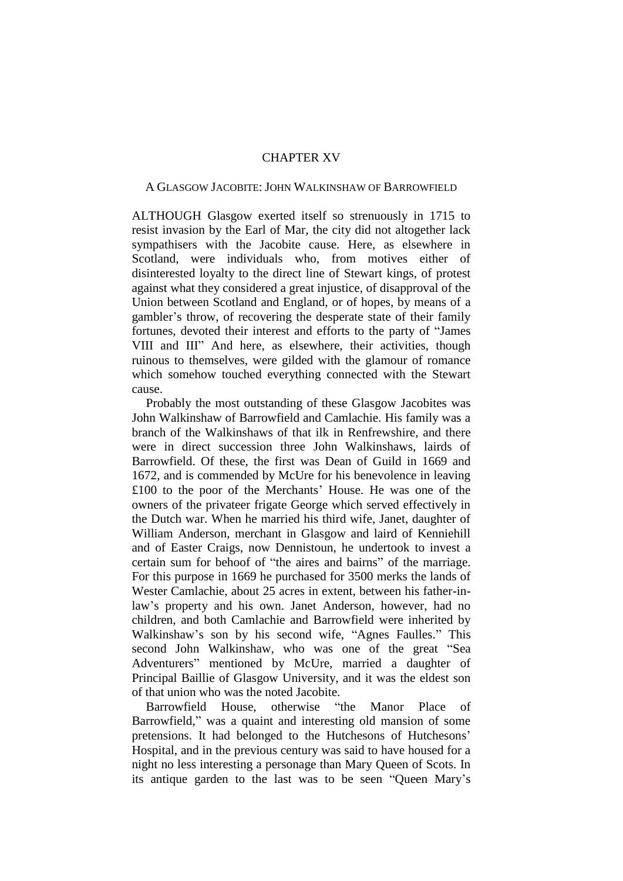# CHAPTER XV

## A GLASGOW JACOBITE: JOHN WALKINSHAW OF BARROWFIELD

ALTHOUGH Glasgow exerted itself so strenuously in 1715 to resist invasion by the Earl of Mar, the city did not altogether lack sympathisers with the Jacobite cause. Here, as elsewhere in Scotland, were individuals who, from motives either of disinterested loyalty to the direct line of Stewart kings, of protest against what they considered a great injustice, of disapproval of the Union between Scotland and England, or of hopes, by means of a gambler's throw, of recovering the desperate state of their family fortunes, devoted their interest and efforts to the party of "James VIII and III" And here, as elsewhere, their activities, though ruinous to themselves, were gilded with the glamour of romance which somehow touched everything connected with the Stewart cause.

Probably the most outstanding of these Glasgow Jacobites was John Walkinshaw of Barrowfield and Camlachie. His family was a branch of the Walkinshaws of that ilk in Renfrewshire, and there were in direct succession three John Walkinshaws, lairds of Barrowfield. Of these, the first was Dean of Guild in 1669 and 1672, and is commended by McUre for his benevolence in leaving £100 to the poor of the Merchants' House. He was one of the owners of the privateer frigate George which served effectively in the Dutch war. When he married his third wife, Janet, daughter of William Anderson, merchant in Glasgow and laird of Kenniehill and of Easter Craigs, now Dennistoun, he undertook to invest a certain sum for behoof of "the aires and bairns" of the marriage. For this purpose in 1669 he purchased for 3500 merks the lands of Wester Camlachie, about 25 acres in extent, between his father-in-law's property and his own. Janet Anderson, however, had no children, and both Camlachie and Barrowfield were inherited by Walkinshaw's son by his second wife, "Agnes Faulles." This second John Walkinshaw, who was one of the great "Sea Adventurers" mentioned by McUre, married a daughter of Principal Baillie of Glasgow University, and it was the eldest son of that union who was the noted Jacobite.

Barrowfield House, otherwise "the Manor Place of Barrowfield," was a quaint and interesting old mansion of some pretensions. It had belonged to the Hutchesons of Hutchesons' Hospital, and in the previous century was said to have housed for a night no less interesting a personage than Mary Queen of Scots. In its antique garden to the last was to be seen "Queen Mary's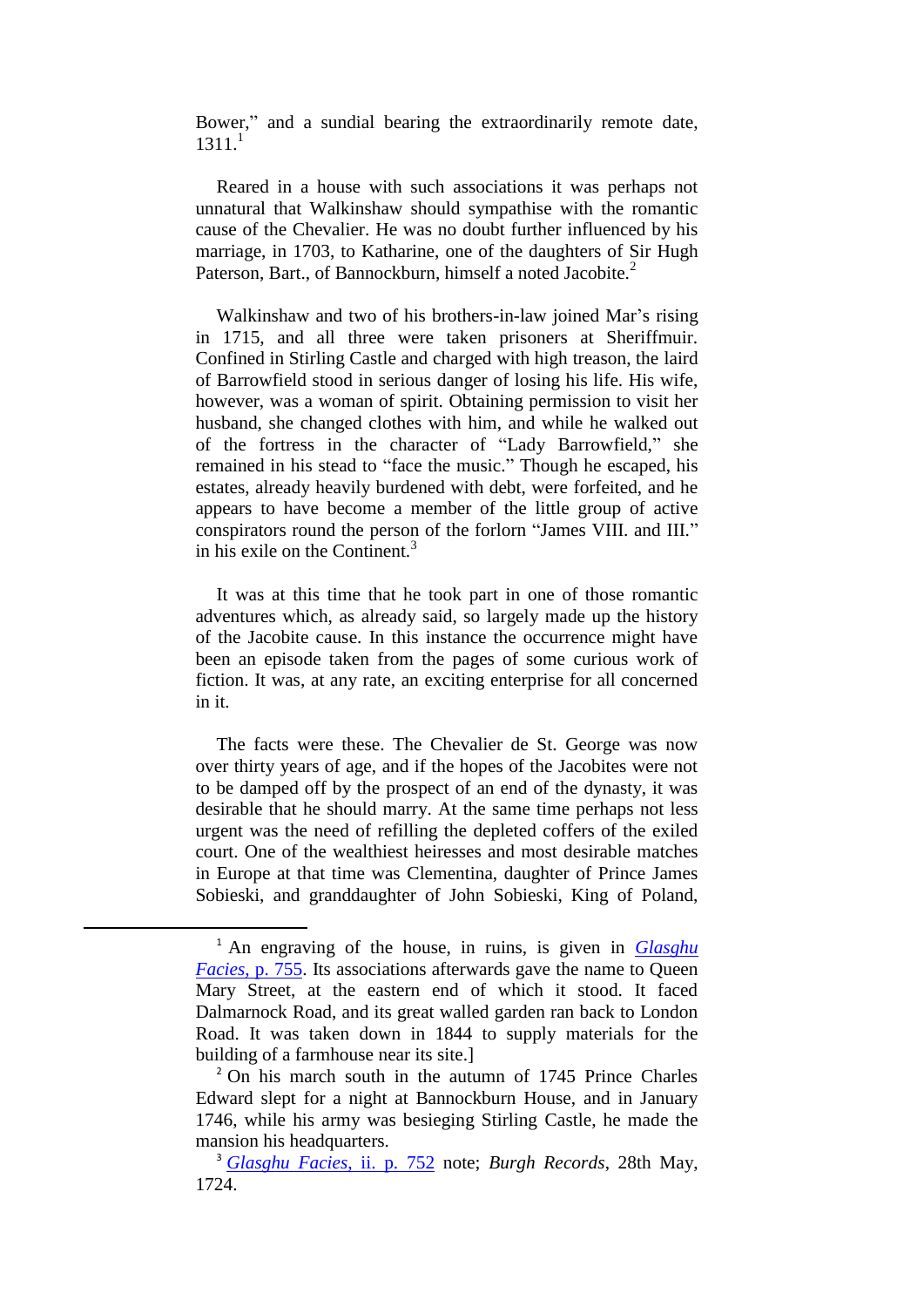Bower," and a sundial bearing the extraordinarily remote date, 1311.[1]

Reared in a house with such associations it was perhaps not unnatural that Walkinshaw should sympathise with the romantic cause of the Chevalier. He was no doubt further influenced by his marriage, in 1703, to Katharine, one of the daughters of Sir Hugh Paterson, Bart., of Bannockburn, himself a noted Jacobite.[2]

Walkinshaw and two of his brothers-in-law joined Mar's rising in 1715, and all three were taken prisoners at Sheriffmuir. Confined in Stirling Castle and charged with high treason, the laird of Barrowfield stood in serious danger of losing his life. His wife, however, was a woman of spirit. Obtaining permission to visit her husband, she changed clothes with him, and while he walked out of the fortress in the character of "Lady Barrowfield," she remained in his stead to "face the music." Though he escaped, his estates, already heavily burdened with debt, were forfeited, and he appears to have become a member of the little group of active conspirators round the person of the forlorn "James VIII. and III." in his exile on the Continent.[3]

It was at this time that he took part in one of those romantic adventures which, as already said, so largely made up the history of the Jacobite cause. In this instance the occurrence might have been an episode taken from the pages of some curious work of fiction. It was, at any rate, an exciting enterprise for all concerned in it.

The facts were these. The Chevalier de St. George was now over thirty years of age, and if the hopes of the Jacobites were not to be damped off by the prospect of an end of the dynasty, it was desirable that he should marry. At the same time perhaps not less urgent was the need of refilling the depleted coffers of the exiled court. One of the wealthiest heiresses and most desirable matches in Europe at that time was Clementina, daughter of Prince James Sobieski, and granddaughter of John Sobieski, King of Poland,

---

[1] An engraving of the house, in ruins, is given in *Glasghu Facies*, p. 755. Its associations afterwards gave the name to Queen Mary Street, at the eastern end of which it stood. It faced Dalmarnock Road, and its great walled garden ran back to London Road. It was taken down in 1844 to supply materials for the building of a farmhouse near its site.]

[2] On his march south in the autumn of 1745 Prince Charles Edward slept for a night at Bannockburn House, and in January 1746, while his army was besieging Stirling Castle, he made the mansion his headquarters.

[3] *Glasghu Facies*, ii. p. 752 note; *Burgh Records*, 28th May, 1724.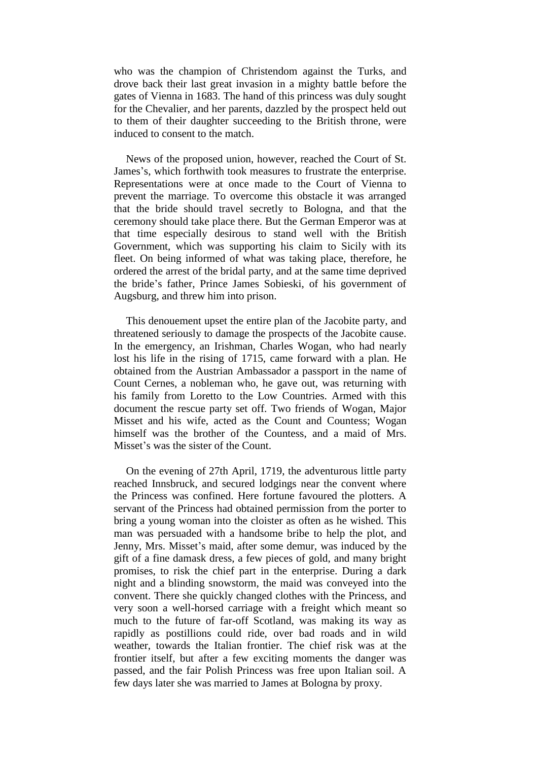who was the champion of Christendom against the Turks, and drove back their last great invasion in a mighty battle before the gates of Vienna in 1683. The hand of this princess was duly sought for the Chevalier, and her parents, dazzled by the prospect held out to them of their daughter succeeding to the British throne, were induced to consent to the match.

News of the proposed union, however, reached the Court of St. James's, which forthwith took measures to frustrate the enterprise. Representations were at once made to the Court of Vienna to prevent the marriage. To overcome this obstacle it was arranged that the bride should travel secretly to Bologna, and that the ceremony should take place there. But the German Emperor was at that time especially desirous to stand well with the British Government, which was supporting his claim to Sicily with its fleet. On being informed of what was taking place, therefore, he ordered the arrest of the bridal party, and at the same time deprived the bride's father, Prince James Sobieski, of his government of Augsburg, and threw him into prison.

This denouement upset the entire plan of the Jacobite party, and threatened seriously to damage the prospects of the Jacobite cause. In the emergency, an Irishman, Charles Wogan, who had nearly lost his life in the rising of 1715, came forward with a plan. He obtained from the Austrian Ambassador a passport in the name of Count Cernes, a nobleman who, he gave out, was returning with his family from Loretto to the Low Countries. Armed with this document the rescue party set off. Two friends of Wogan, Major Misset and his wife, acted as the Count and Countess; Wogan himself was the brother of the Countess, and a maid of Mrs. Misset's was the sister of the Count.

On the evening of 27th April, 1719, the adventurous little party reached Innsbruck, and secured lodgings near the convent where the Princess was confined. Here fortune favoured the plotters. A servant of the Princess had obtained permission from the porter to bring a young woman into the cloister as often as he wished. This man was persuaded with a handsome bribe to help the plot, and Jenny, Mrs. Misset's maid, after some demur, was induced by the gift of a fine damask dress, a few pieces of gold, and many bright promises, to risk the chief part in the enterprise. During a dark night and a blinding snowstorm, the maid was conveyed into the convent. There she quickly changed clothes with the Princess, and very soon a well-horsed carriage with a freight which meant so much to the future of far-off Scotland, was making its way as rapidly as postillions could ride, over bad roads and in wild weather, towards the Italian frontier. The chief risk was at the frontier itself, but after a few exciting moments the danger was passed, and the fair Polish Princess was free upon Italian soil. A few days later she was married to James at Bologna by proxy.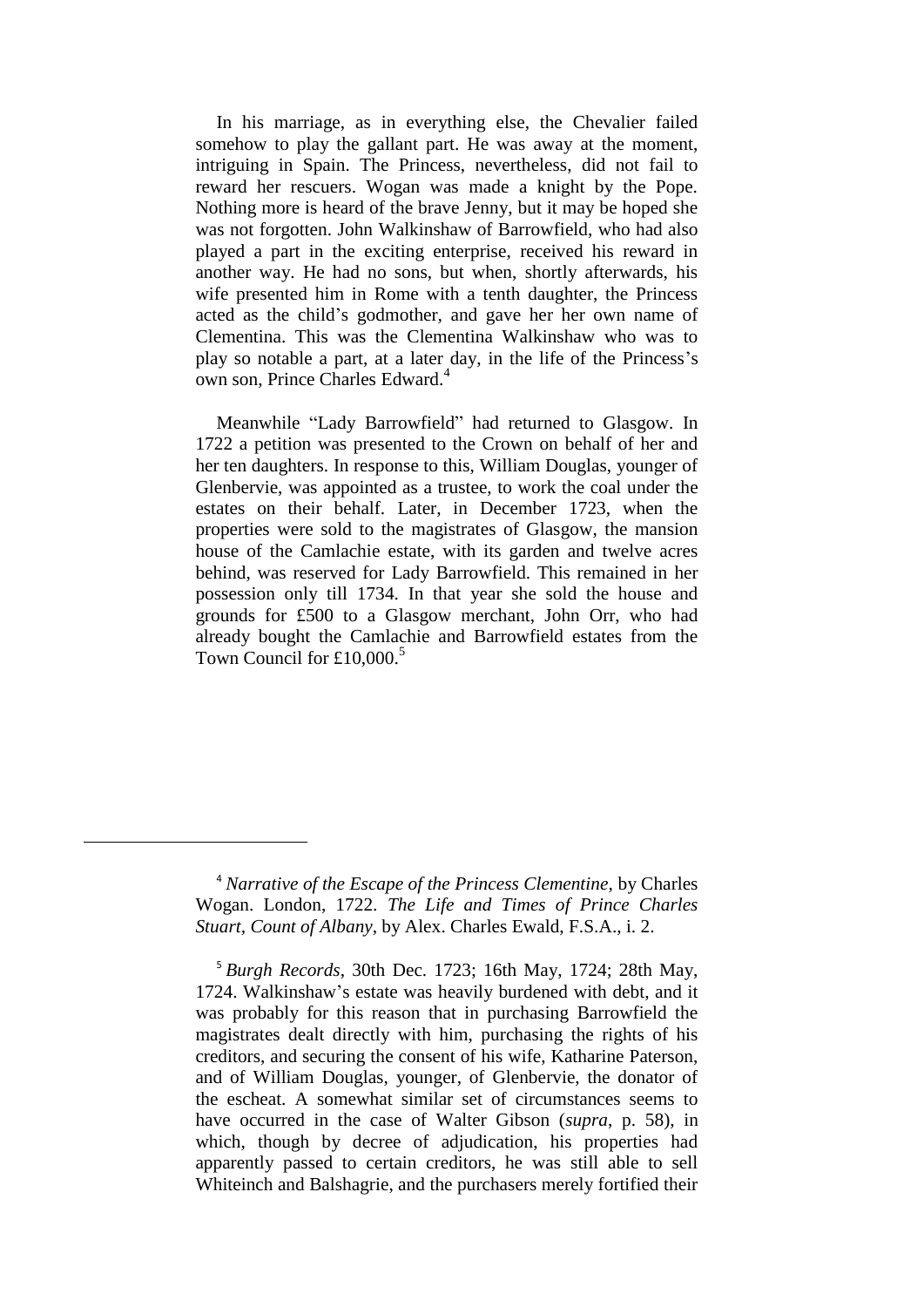In his marriage, as in everything else, the Chevalier failed somehow to play the gallant part. He was away at the moment, intriguing in Spain. The Princess, nevertheless, did not fail to reward her rescuers. Wogan was made a knight by the Pope. Nothing more is heard of the brave Jenny, but it may be hoped she was not forgotten. John Walkinshaw of Barrowfield, who had also played a part in the exciting enterprise, received his reward in another way. He had no sons, but when, shortly afterwards, his wife presented him in Rome with a tenth daughter, the Princess acted as the child's godmother, and gave her her own name of Clementina. This was the Clementina Walkinshaw who was to play so notable a part, at a later day, in the life of the Princess's own son, Prince Charles Edward.[4]

Meanwhile "Lady Barrowfield" had returned to Glasgow. In 1722 a petition was presented to the Crown on behalf of her and her ten daughters. In response to this, William Douglas, younger of Glenbervie, was appointed as a trustee, to work the coal under the estates on their behalf. Later, in December 1723, when the properties were sold to the magistrates of Glasgow, the mansion house of the Camlachie estate, with its garden and twelve acres behind, was reserved for Lady Barrowfield. This remained in her possession only till 1734. In that year she sold the house and grounds for £500 to a Glasgow merchant, John Orr, who had already bought the Camlachie and Barrowfield estates from the Town Council for £10,000.[5]

---

[4] *Narrative of the Escape of the Princess Clementine*, by Charles Wogan. London, 1722. *The Life and Times of Prince Charles Stuart, Count of Albany*, by Alex. Charles Ewald, F.S.A., i. 2.

[5] *Burgh Records*, 30th Dec. 1723; 16th May, 1724; 28th May, 1724. Walkinshaw's estate was heavily burdened with debt, and it was probably for this reason that in purchasing Barrowfield the magistrates dealt directly with him, purchasing the rights of his creditors, and securing the consent of his wife, Katharine Paterson, and of William Douglas, younger, of Glenbervie, the donator of the escheat. A somewhat similar set of circumstances seems to have occurred in the case of Walter Gibson (*supra*, p. 58), in which, though by decree of adjudication, his properties had apparently passed to certain creditors, he was still able to sell Whiteinch and Balshagrie, and the purchasers merely fortified their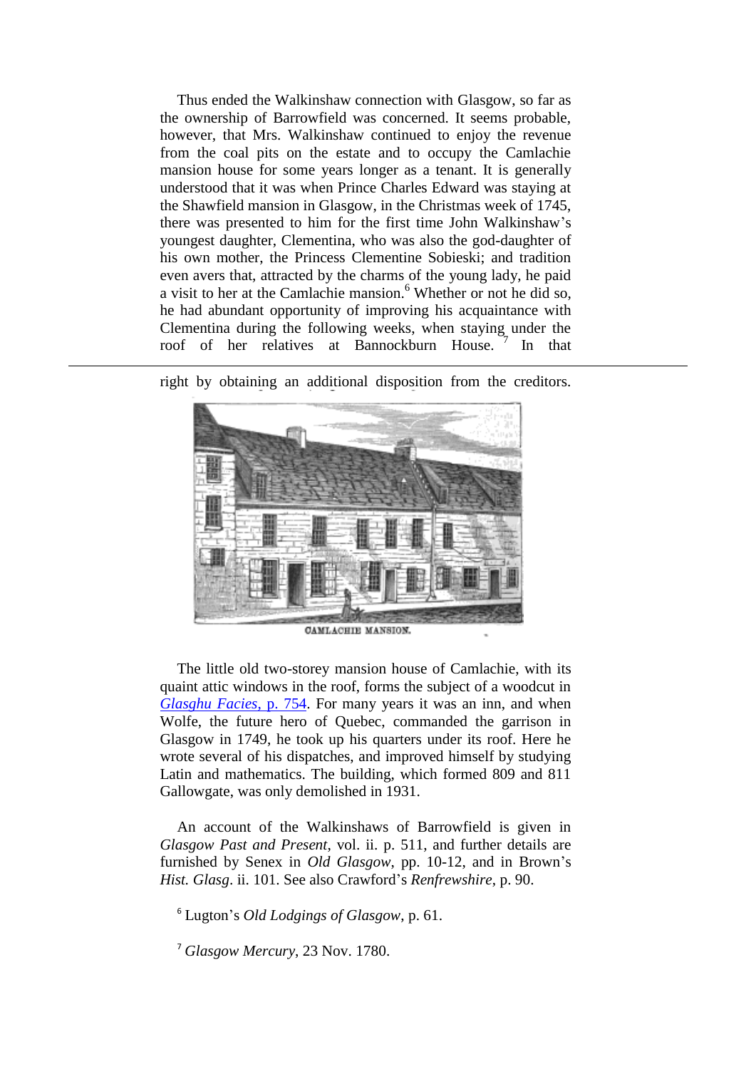Thus ended the Walkinshaw connection with Glasgow, so far as the ownership of Barrowfield was concerned. It seems probable, however, that Mrs. Walkinshaw continued to enjoy the revenue from the coal pits on the estate and to occupy the Camlachie mansion house for some years longer as a tenant. It is generally understood that it was when Prince Charles Edward was staying at the Shawfield mansion in Glasgow, in the Christmas week of 1745, there was presented to him for the first time John Walkinshaw's youngest daughter, Clementina, who was also the god-daughter of his own mother, the Princess Clementine Sobieski; and tradition even avers that, attracted by the charms of the young lady, he paid a visit to her at the Camlachie mansion.[6] Whether or not he did so, he had abundant opportunity of improving his acquaintance with Clementina during the following weeks, when staying under the roof of her relatives at Bannockburn House.[7] In that

---

right by obtaining an additional disposition from the creditors.

CAMLACHIE MANSION.

The little old two-storey mansion house of Camlachie, with its quaint attic windows in the roof, forms the subject of a woodcut in *Glasghu Facies*, p. 754. For many years it was an inn, and when Wolfe, the future hero of Quebec, commanded the garrison in Glasgow in 1749, he took up his quarters under its roof. Here he wrote several of his dispatches, and improved himself by studying Latin and mathematics. The building, which formed 809 and 811 Gallowgate, was only demolished in 1931.

An account of the Walkinshaws of Barrowfield is given in *Glasgow Past and Present*, vol. ii. p. 511, and further details are furnished by Senex in *Old Glasgow*, pp. 10-12, and in Brown's *Hist. Glasg*. ii. 101. See also Crawford's *Renfrewshire*, p. 90.

[6] Lugton's *Old Lodgings of Glasgow*, p. 61.

[7] *Glasgow Mercury*, 23 Nov. 1780.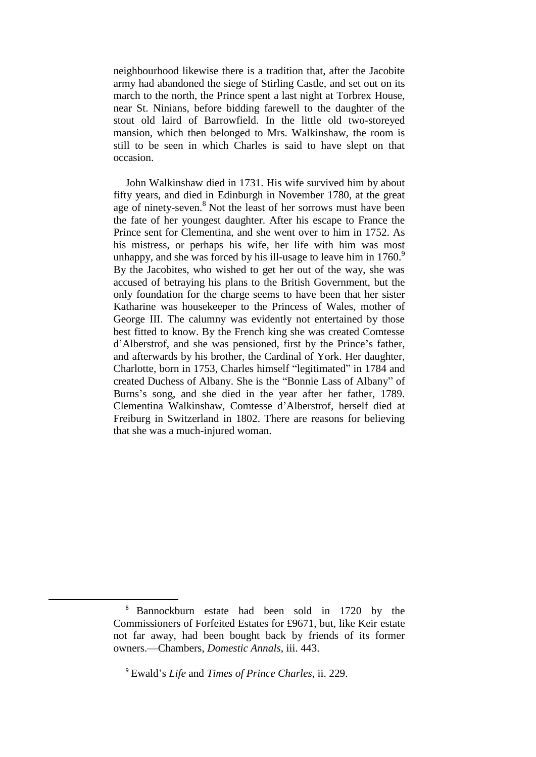neighbourhood likewise there is a tradition that, after the Jacobite army had abandoned the siege of Stirling Castle, and set out on its march to the north, the Prince spent a last night at Torbrex House, near St. Ninians, before bidding farewell to the daughter of the stout old laird of Barrowfield. In the little old two-storeyed mansion, which then belonged to Mrs. Walkinshaw, the room is still to be seen in which Charles is said to have slept on that occasion.

John Walkinshaw died in 1731. His wife survived him by about fifty years, and died in Edinburgh in November 1780, at the great age of ninety-seven.[8] Not the least of her sorrows must have been the fate of her youngest daughter. After his escape to France the Prince sent for Clementina, and she went over to him in 1752. As his mistress, or perhaps his wife, her life with him was most unhappy, and she was forced by his ill-usage to leave him in 1760.[9] By the Jacobites, who wished to get her out of the way, she was accused of betraying his plans to the British Government, but the only foundation for the charge seems to have been that her sister Katharine was housekeeper to the Princess of Wales, mother of George III. The calumny was evidently not entertained by those best fitted to know. By the French king she was created Comtesse d'Alberstrof, and she was pensioned, first by the Prince's father, and afterwards by his brother, the Cardinal of York. Her daughter, Charlotte, born in 1753, Charles himself "legitimated" in 1784 and created Duchess of Albany. She is the "Bonnie Lass of Albany" of Burns's song, and she died in the year after her father, 1789. Clementina Walkinshaw, Comtesse d'Alberstrof, herself died at Freiburg in Switzerland in 1802. There are reasons for believing that she was a much-injured woman.

---

[8] Bannockburn estate had been sold in 1720 by the Commissioners of Forfeited Estates for £9671, but, like Keir estate not far away, had been bought back by friends of its former owners.—Chambers, *Domestic Annals*, iii. 443.

[9] Ewald's *Life* and *Times of Prince Charles*, ii. 229.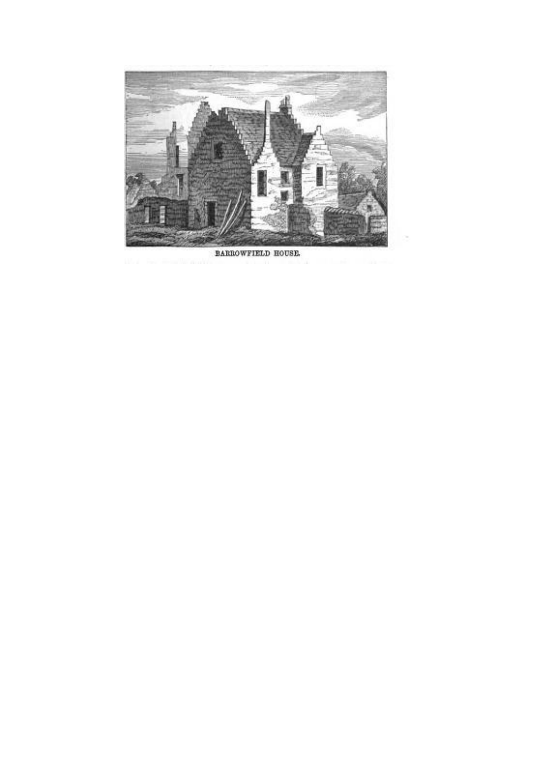BARROWFIELD HOUSE.